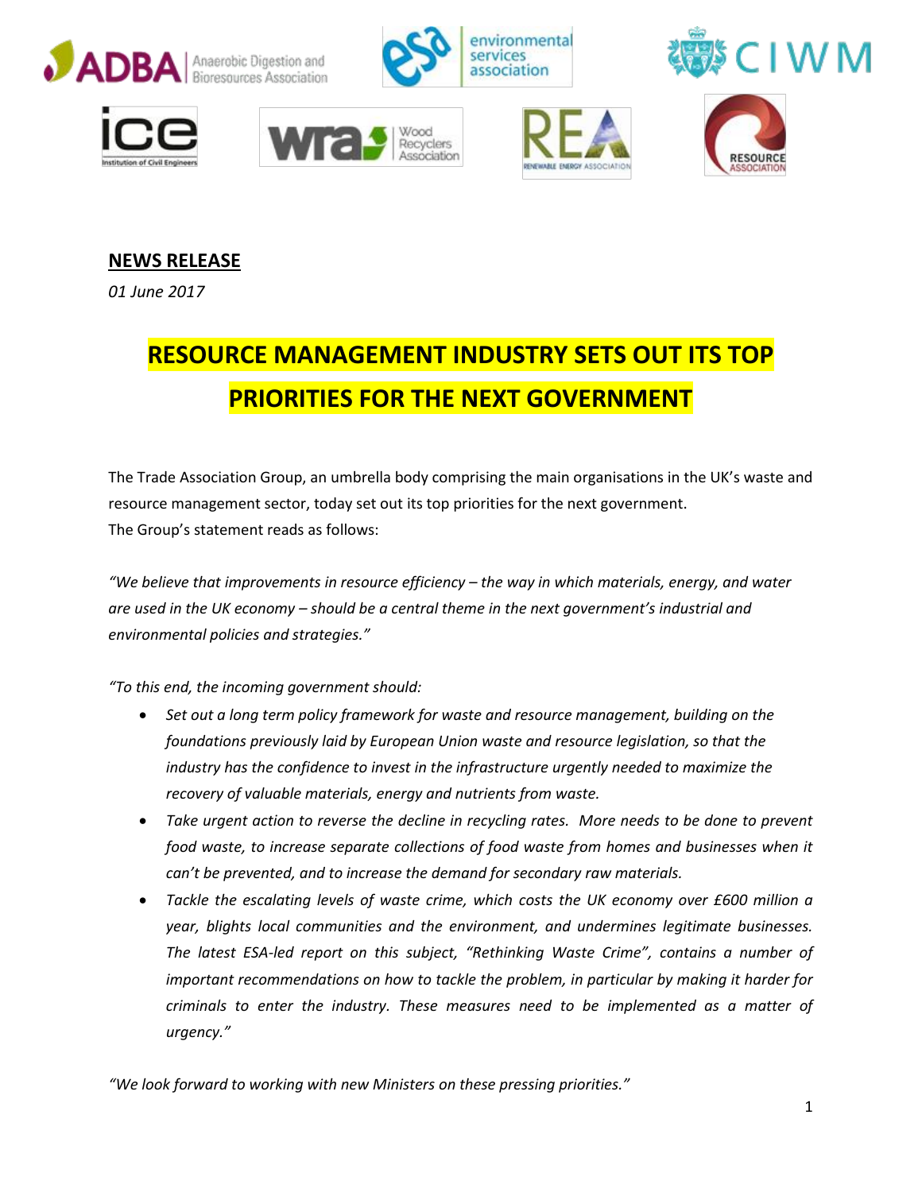**NEWS RELEASE**

*01 June 2017*

# RESOURCE MANAGEMENT INDUSTRY SETS OUT ITS TOP PRIORITIES FOR THE NEXT GOVERNMENT

The Trade Association Group, an umbrella body comprising the main organisations in the UK's waste and resource management sector, today set out its top priorities for the next government.
The Group's statement reads as follows:

*"We believe that improvements in resource efficiency – the way in which materials, energy, and water are used in the UK economy – should be a central theme in the next government's industrial and environmental policies and strategies."*

*"To this end, the incoming government should:*

- *Set out a long term policy framework for waste and resource management, building on the foundations previously laid by European Union waste and resource legislation, so that the industry has the confidence to invest in the infrastructure urgently needed to maximize the recovery of valuable materials, energy and nutrients from waste.*
- *Take urgent action to reverse the decline in recycling rates. More needs to be done to prevent food waste, to increase separate collections of food waste from homes and businesses when it can't be prevented, and to increase the demand for secondary raw materials.*
- *Tackle the escalating levels of waste crime, which costs the UK economy over £600 million a year, blights local communities and the environment, and undermines legitimate businesses. The latest ESA-led report on this subject, "Rethinking Waste Crime", contains a number of important recommendations on how to tackle the problem, in particular by making it harder for criminals to enter the industry. These measures need to be implemented as a matter of urgency."*

*"We look forward to working with new Ministers on these pressing priorities."*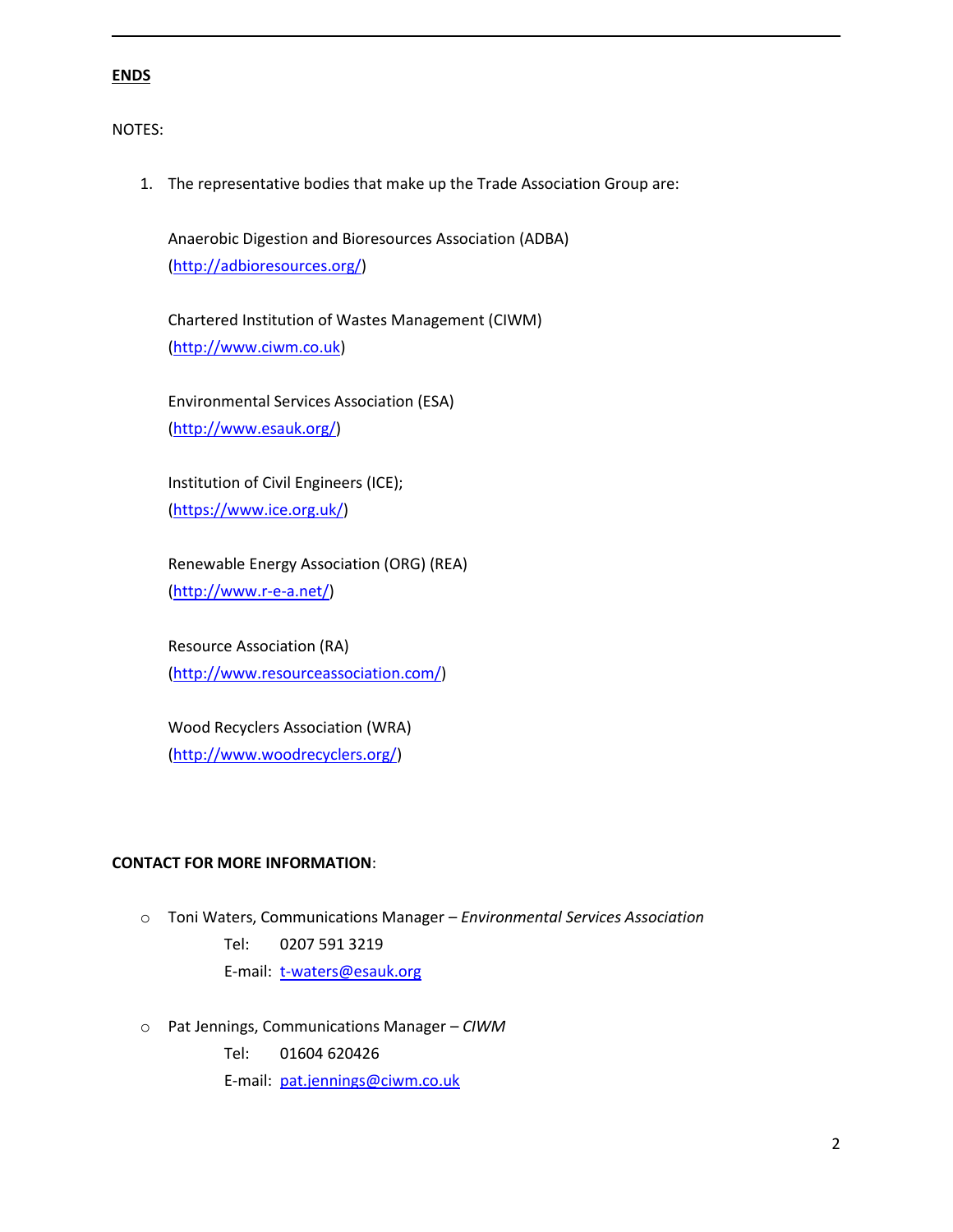---

**ENDS**

NOTES:

1. The representative bodies that make up the Trade Association Group are:

   Anaerobic Digestion and Bioresources Association (ADBA)
   (http://adbioresources.org/)

   Chartered Institution of Wastes Management (CIWM)
   (http://www.ciwm.co.uk)

   Environmental Services Association (ESA)
   (http://www.esauk.org/)

   Institution of Civil Engineers (ICE);
   (https://www.ice.org.uk/)

   Renewable Energy Association (ORG) (REA)
   (http://www.r-e-a.net/)

   Resource Association (RA)
   (http://www.resourceassociation.com/)

   Wood Recyclers Association (WRA)
   (http://www.woodrecyclers.org/)

**CONTACT FOR MORE INFORMATION**:

- Toni Waters, Communications Manager – *Environmental Services Association*
  Tel: 0207 591 3219
  E-mail: t-waters@esauk.org

- Pat Jennings, Communications Manager – *CIWM*
  Tel: 01604 620426
  E-mail: pat.jennings@ciwm.co.uk